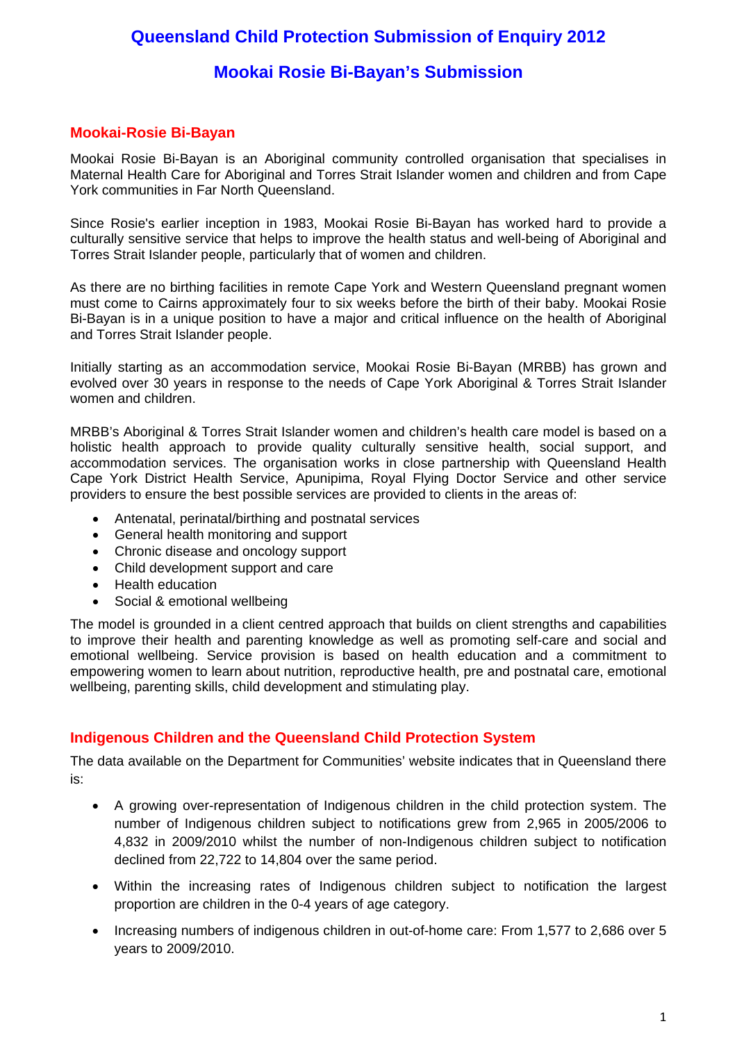# Queensland Child Protection Submission of Enquiry 2012

# Mookai Rosie Bi-Bayan's Submission

## Mookai-Rosie Bi-Bayan

Mookai Rosie Bi-Bayan is an Aboriginal community controlled organisation that specialises in Maternal Health Care for Aboriginal and Torres Strait Islander women and children and from Cape York communities in Far North Queensland.

Since Rosie's earlier inception in 1983, Mookai Rosie Bi-Bayan has worked hard to provide a culturally sensitive service that helps to improve the health status and well-being of Aboriginal and Torres Strait Islander people, particularly that of women and children.

As there are no birthing facilities in remote Cape York and Western Queensland pregnant women must come to Cairns approximately four to six weeks before the birth of their baby. Mookai Rosie Bi-Bayan is in a unique position to have a major and critical influence on the health of Aboriginal and Torres Strait Islander people.

Initially starting as an accommodation service, Mookai Rosie Bi-Bayan (MRBB) has grown and evolved over 30 years in response to the needs of Cape York Aboriginal & Torres Strait Islander women and children.

MRBB's Aboriginal & Torres Strait Islander women and children's health care model is based on a holistic health approach to provide quality culturally sensitive health, social support, and accommodation services. The organisation works in close partnership with Queensland Health Cape York District Health Service, Apunipima, Royal Flying Doctor Service and other service providers to ensure the best possible services are provided to clients in the areas of:

- Antenatal, perinatal/birthing and postnatal services
- General health monitoring and support
- Chronic disease and oncology support
- Child development support and care
- Health education
- Social & emotional wellbeing

The model is grounded in a client centred approach that builds on client strengths and capabilities to improve their health and parenting knowledge as well as promoting self-care and social and emotional wellbeing. Service provision is based on health education and a commitment to empowering women to learn about nutrition, reproductive health, pre and postnatal care, emotional wellbeing, parenting skills, child development and stimulating play.

## Indigenous Children and the Queensland Child Protection System

The data available on the Department for Communities' website indicates that in Queensland there is:

- A growing over-representation of Indigenous children in the child protection system. The number of Indigenous children subject to notifications grew from 2,965 in 2005/2006 to 4,832 in 2009/2010 whilst the number of non-Indigenous children subject to notification declined from 22,722 to 14,804 over the same period.
- Within the increasing rates of Indigenous children subject to notification the largest proportion are children in the 0-4 years of age category.
- Increasing numbers of indigenous children in out-of-home care: From 1,577 to 2,686 over 5 years to 2009/2010.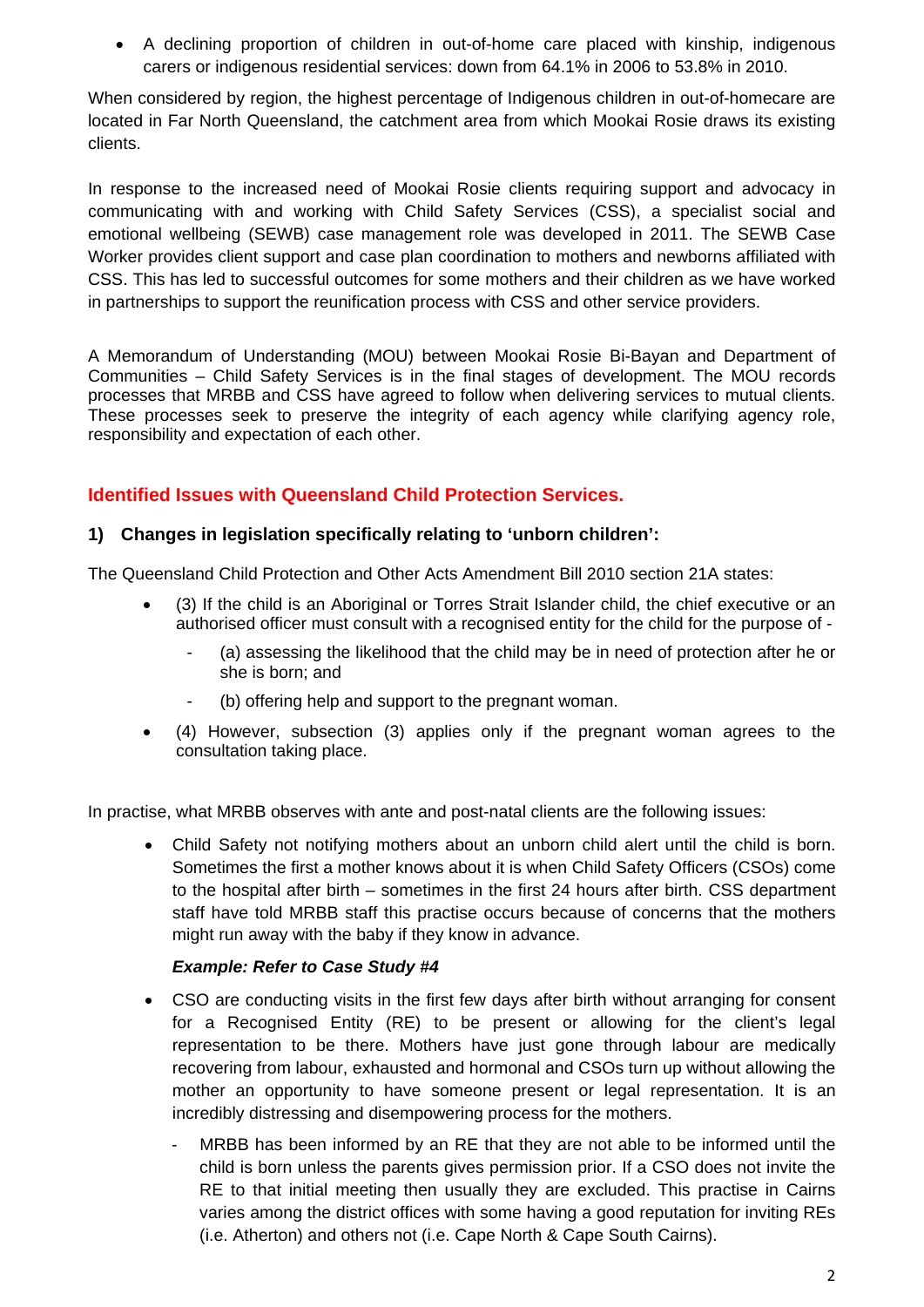- A declining proportion of children in out-of-home care placed with kinship, indigenous carers or indigenous residential services: down from 64.1% in 2006 to 53.8% in 2010.

When considered by region, the highest percentage of Indigenous children in out-of-homecare are located in Far North Queensland, the catchment area from which Mookai Rosie draws its existing clients.

In response to the increased need of Mookai Rosie clients requiring support and advocacy in communicating with and working with Child Safety Services (CSS), a specialist social and emotional wellbeing (SEWB) case management role was developed in 2011. The SEWB Case Worker provides client support and case plan coordination to mothers and newborns affiliated with CSS. This has led to successful outcomes for some mothers and their children as we have worked in partnerships to support the reunification process with CSS and other service providers.

A Memorandum of Understanding (MOU) between Mookai Rosie Bi-Bayan and Department of Communities – Child Safety Services is in the final stages of development. The MOU records processes that MRBB and CSS have agreed to follow when delivering services to mutual clients. These processes seek to preserve the integrity of each agency while clarifying agency role, responsibility and expectation of each other.

## Identified Issues with Queensland Child Protection Services.

### 1) Changes in legislation specifically relating to 'unborn children':

The Queensland Child Protection and Other Acts Amendment Bill 2010 section 21A states:

- (3) If the child is an Aboriginal or Torres Strait Islander child, the chief executive or an authorised officer must consult with a recognised entity for the child for the purpose of -
  - (a) assessing the likelihood that the child may be in need of protection after he or she is born; and
  - (b) offering help and support to the pregnant woman.
- (4) However, subsection (3) applies only if the pregnant woman agrees to the consultation taking place.

In practise, what MRBB observes with ante and post-natal clients are the following issues:

- Child Safety not notifying mothers about an unborn child alert until the child is born. Sometimes the first a mother knows about it is when Child Safety Officers (CSOs) come to the hospital after birth – sometimes in the first 24 hours after birth. CSS department staff have told MRBB staff this practise occurs because of concerns that the mothers might run away with the baby if they know in advance.

  ***Example: Refer to Case Study #4***

- CSO are conducting visits in the first few days after birth without arranging for consent for a Recognised Entity (RE) to be present or allowing for the client's legal representation to be there. Mothers have just gone through labour are medically recovering from labour, exhausted and hormonal and CSOs turn up without allowing the mother an opportunity to have someone present or legal representation. It is an incredibly distressing and disempowering process for the mothers.
  - MRBB has been informed by an RE that they are not able to be informed until the child is born unless the parents gives permission prior. If a CSO does not invite the RE to that initial meeting then usually they are excluded. This practise in Cairns varies among the district offices with some having a good reputation for inviting REs (i.e. Atherton) and others not (i.e. Cape North & Cape South Cairns).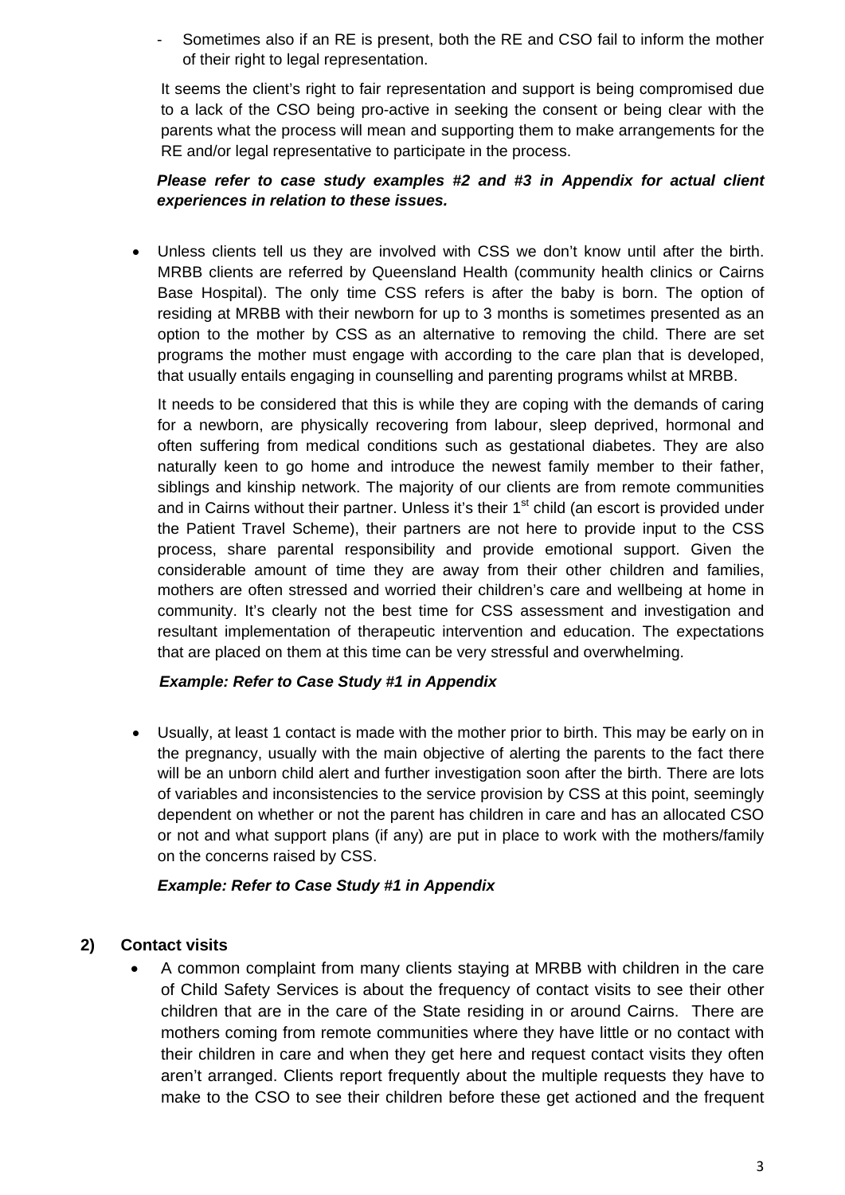- Sometimes also if an RE is present, both the RE and CSO fail to inform the mother of their right to legal representation.

  It seems the client's right to fair representation and support is being compromised due to a lack of the CSO being pro-active in seeking the consent or being clear with the parents what the process will mean and supporting them to make arrangements for the RE and/or legal representative to participate in the process.

  ***Please refer to case study examples #2 and #3 in Appendix for actual client experiences in relation to these issues.***

- Unless clients tell us they are involved with CSS we don't know until after the birth. MRBB clients are referred by Queensland Health (community health clinics or Cairns Base Hospital). The only time CSS refers is after the baby is born. The option of residing at MRBB with their newborn for up to 3 months is sometimes presented as an option to the mother by CSS as an alternative to removing the child. There are set programs the mother must engage with according to the care plan that is developed, that usually entails engaging in counselling and parenting programs whilst at MRBB.

  It needs to be considered that this is while they are coping with the demands of caring for a newborn, are physically recovering from labour, sleep deprived, hormonal and often suffering from medical conditions such as gestational diabetes. They are also naturally keen to go home and introduce the newest family member to their father, siblings and kinship network. The majority of our clients are from remote communities and in Cairns without their partner. Unless it's their 1st child (an escort is provided under the Patient Travel Scheme), their partners are not here to provide input to the CSS process, share parental responsibility and provide emotional support. Given the considerable amount of time they are away from their other children and families, mothers are often stressed and worried their children's care and wellbeing at home in community. It's clearly not the best time for CSS assessment and investigation and resultant implementation of therapeutic intervention and education. The expectations that are placed on them at this time can be very stressful and overwhelming.

  ***Example: Refer to Case Study #1 in Appendix***

- Usually, at least 1 contact is made with the mother prior to birth. This may be early on in the pregnancy, usually with the main objective of alerting the parents to the fact there will be an unborn child alert and further investigation soon after the birth. There are lots of variables and inconsistencies to the service provision by CSS at this point, seemingly dependent on whether or not the parent has children in care and has an allocated CSO or not and what support plans (if any) are put in place to work with the mothers/family on the concerns raised by CSS.

  ***Example: Refer to Case Study #1 in Appendix***

## 2) Contact visits

- A common complaint from many clients staying at MRBB with children in the care of Child Safety Services is about the frequency of contact visits to see their other children that are in the care of the State residing in or around Cairns. There are mothers coming from remote communities where they have little or no contact with their children in care and when they get here and request contact visits they often aren't arranged. Clients report frequently about the multiple requests they have to make to the CSO to see their children before these get actioned and the frequent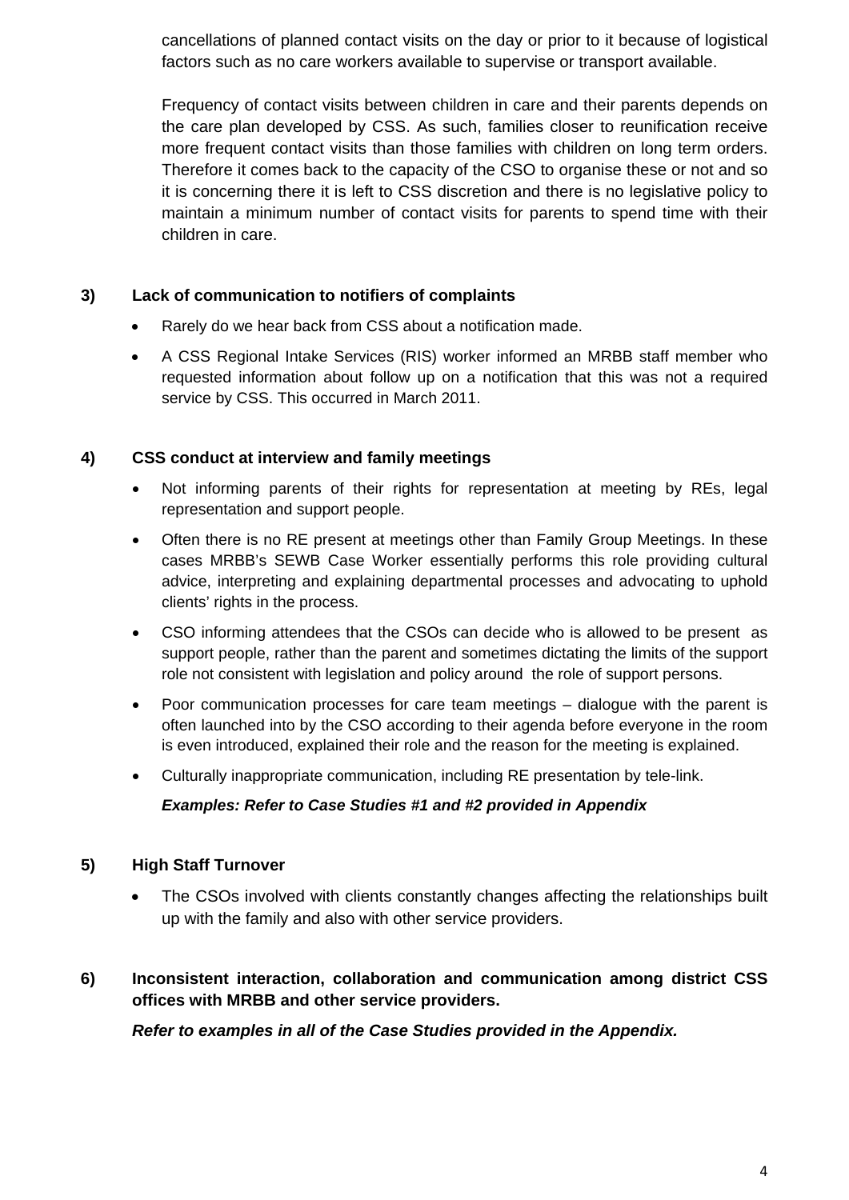cancellations of planned contact visits on the day or prior to it because of logistical factors such as no care workers available to supervise or transport available.

Frequency of contact visits between children in care and their parents depends on the care plan developed by CSS. As such, families closer to reunification receive more frequent contact visits than those families with children on long term orders. Therefore it comes back to the capacity of the CSO to organise these or not and so it is concerning there it is left to CSS discretion and there is no legislative policy to maintain a minimum number of contact visits for parents to spend time with their children in care.

**3) Lack of communication to notifiers of complaints**

- Rarely do we hear back from CSS about a notification made.
- A CSS Regional Intake Services (RIS) worker informed an MRBB staff member who requested information about follow up on a notification that this was not a required service by CSS. This occurred in March 2011.

**4) CSS conduct at interview and family meetings**

- Not informing parents of their rights for representation at meeting by REs, legal representation and support people.
- Often there is no RE present at meetings other than Family Group Meetings. In these cases MRBB's SEWB Case Worker essentially performs this role providing cultural advice, interpreting and explaining departmental processes and advocating to uphold clients' rights in the process.
- CSO informing attendees that the CSOs can decide who is allowed to be present as support people, rather than the parent and sometimes dictating the limits of the support role not consistent with legislation and policy around the role of support persons.
- Poor communication processes for care team meetings – dialogue with the parent is often launched into by the CSO according to their agenda before everyone in the room is even introduced, explained their role and the reason for the meeting is explained.
- Culturally inappropriate communication, including RE presentation by tele-link.

***Examples: Refer to Case Studies #1 and #2 provided in Appendix***

**5) High Staff Turnover**

- The CSOs involved with clients constantly changes affecting the relationships built up with the family and also with other service providers.

**6) Inconsistent interaction, collaboration and communication among district CSS offices with MRBB and other service providers.**

***Refer to examples in all of the Case Studies provided in the Appendix.***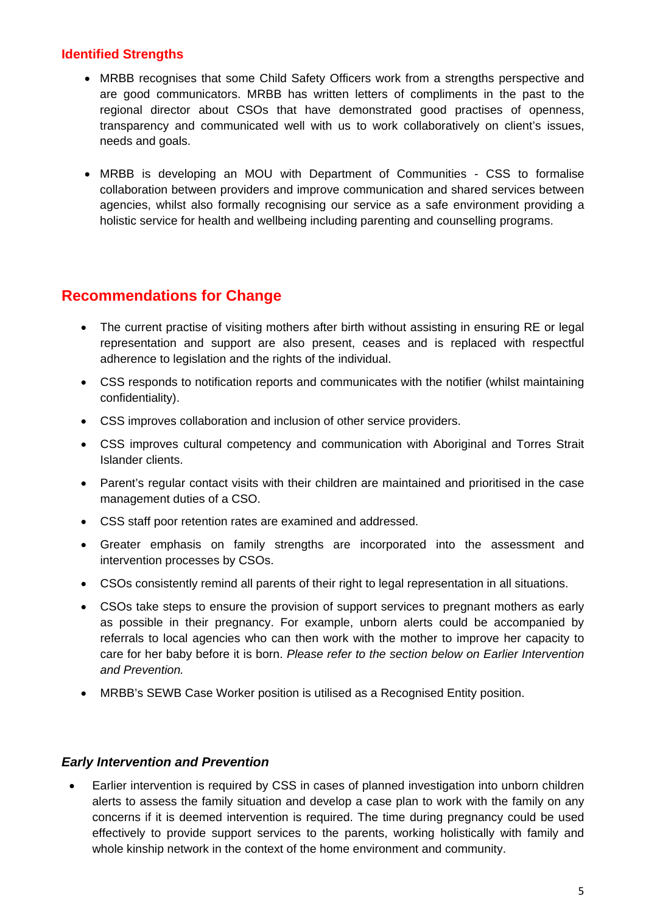### Identified Strengths

- MRBB recognises that some Child Safety Officers work from a strengths perspective and are good communicators. MRBB has written letters of compliments in the past to the regional director about CSOs that have demonstrated good practises of openness, transparency and communicated well with us to work collaboratively on client's issues, needs and goals.

- MRBB is developing an MOU with Department of Communities - CSS to formalise collaboration between providers and improve communication and shared services between agencies, whilst also formally recognising our service as a safe environment providing a holistic service for health and wellbeing including parenting and counselling programs.

## Recommendations for Change

- The current practise of visiting mothers after birth without assisting in ensuring RE or legal representation and support are also present, ceases and is replaced with respectful adherence to legislation and the rights of the individual.
- CSS responds to notification reports and communicates with the notifier (whilst maintaining confidentiality).
- CSS improves collaboration and inclusion of other service providers.
- CSS improves cultural competency and communication with Aboriginal and Torres Strait Islander clients.
- Parent's regular contact visits with their children are maintained and prioritised in the case management duties of a CSO.
- CSS staff poor retention rates are examined and addressed.
- Greater emphasis on family strengths are incorporated into the assessment and intervention processes by CSOs.
- CSOs consistently remind all parents of their right to legal representation in all situations.
- CSOs take steps to ensure the provision of support services to pregnant mothers as early as possible in their pregnancy. For example, unborn alerts could be accompanied by referrals to local agencies who can then work with the mother to improve her capacity to care for her baby before it is born. *Please refer to the section below on Earlier Intervention and Prevention.*
- MRBB's SEWB Case Worker position is utilised as a Recognised Entity position.

### *Early Intervention and Prevention*

- Earlier intervention is required by CSS in cases of planned investigation into unborn children alerts to assess the family situation and develop a case plan to work with the family on any concerns if it is deemed intervention is required. The time during pregnancy could be used effectively to provide support services to the parents, working holistically with family and whole kinship network in the context of the home environment and community.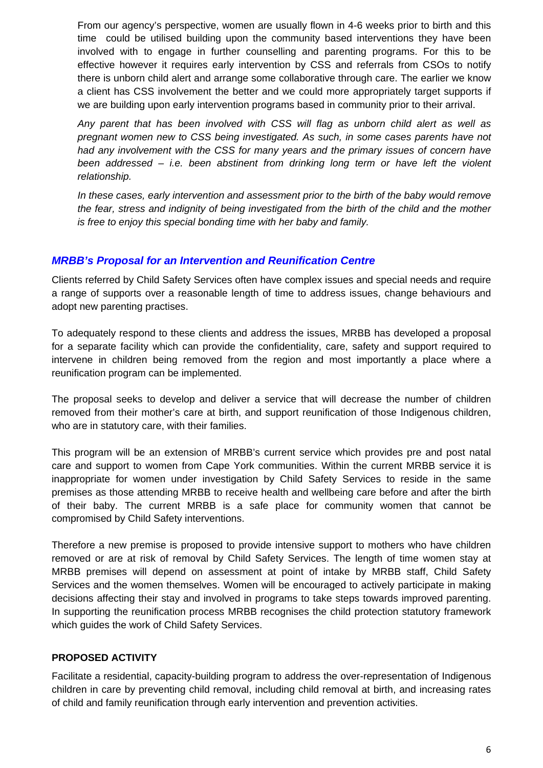From our agency's perspective, women are usually flown in 4-6 weeks prior to birth and this time could be utilised building upon the community based interventions they have been involved with to engage in further counselling and parenting programs. For this to be effective however it requires early intervention by CSS and referrals from CSOs to notify there is unborn child alert and arrange some collaborative through care. The earlier we know a client has CSS involvement the better and we could more appropriately target supports if we are building upon early intervention programs based in community prior to their arrival.

*Any parent that has been involved with CSS will flag as unborn child alert as well as pregnant women new to CSS being investigated. As such, in some cases parents have not had any involvement with the CSS for many years and the primary issues of concern have been addressed – i.e. been abstinent from drinking long term or have left the violent relationship.*

*In these cases, early intervention and assessment prior to the birth of the baby would remove the fear, stress and indignity of being investigated from the birth of the child and the mother is free to enjoy this special bonding time with her baby and family.*

### *MRBB's Proposal for an Intervention and Reunification Centre*

Clients referred by Child Safety Services often have complex issues and special needs and require a range of supports over a reasonable length of time to address issues, change behaviours and adopt new parenting practises.

To adequately respond to these clients and address the issues, MRBB has developed a proposal for a separate facility which can provide the confidentiality, care, safety and support required to intervene in children being removed from the region and most importantly a place where a reunification program can be implemented.

The proposal seeks to develop and deliver a service that will decrease the number of children removed from their mother's care at birth, and support reunification of those Indigenous children, who are in statutory care, with their families.

This program will be an extension of MRBB's current service which provides pre and post natal care and support to women from Cape York communities. Within the current MRBB service it is inappropriate for women under investigation by Child Safety Services to reside in the same premises as those attending MRBB to receive health and wellbeing care before and after the birth of their baby. The current MRBB is a safe place for community women that cannot be compromised by Child Safety interventions.

Therefore a new premise is proposed to provide intensive support to mothers who have children removed or are at risk of removal by Child Safety Services. The length of time women stay at MRBB premises will depend on assessment at point of intake by MRBB staff, Child Safety Services and the women themselves. Women will be encouraged to actively participate in making decisions affecting their stay and involved in programs to take steps towards improved parenting. In supporting the reunification process MRBB recognises the child protection statutory framework which guides the work of Child Safety Services.

**PROPOSED ACTIVITY**

Facilitate a residential, capacity-building program to address the over-representation of Indigenous children in care by preventing child removal, including child removal at birth, and increasing rates of child and family reunification through early intervention and prevention activities.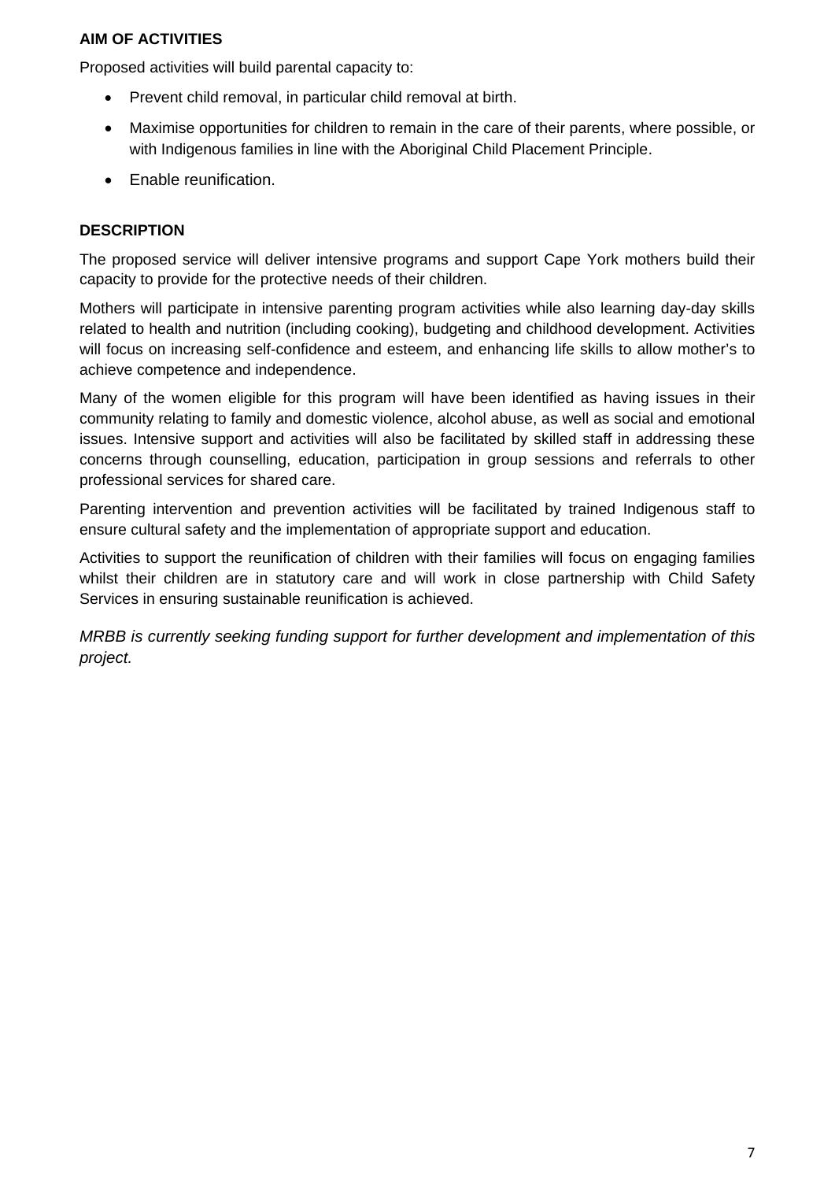**AIM OF ACTIVITIES**

Proposed activities will build parental capacity to:

- Prevent child removal, in particular child removal at birth.
- Maximise opportunities for children to remain in the care of their parents, where possible, or with Indigenous families in line with the Aboriginal Child Placement Principle.
- Enable reunification.

**DESCRIPTION**

The proposed service will deliver intensive programs and support Cape York mothers build their capacity to provide for the protective needs of their children.

Mothers will participate in intensive parenting program activities while also learning day-day skills related to health and nutrition (including cooking), budgeting and childhood development. Activities will focus on increasing self-confidence and esteem, and enhancing life skills to allow mother's to achieve competence and independence.

Many of the women eligible for this program will have been identified as having issues in their community relating to family and domestic violence, alcohol abuse, as well as social and emotional issues. Intensive support and activities will also be facilitated by skilled staff in addressing these concerns through counselling, education, participation in group sessions and referrals to other professional services for shared care.

Parenting intervention and prevention activities will be facilitated by trained Indigenous staff to ensure cultural safety and the implementation of appropriate support and education.

Activities to support the reunification of children with their families will focus on engaging families whilst their children are in statutory care and will work in close partnership with Child Safety Services in ensuring sustainable reunification is achieved.

*MRBB is currently seeking funding support for further development and implementation of this project.*